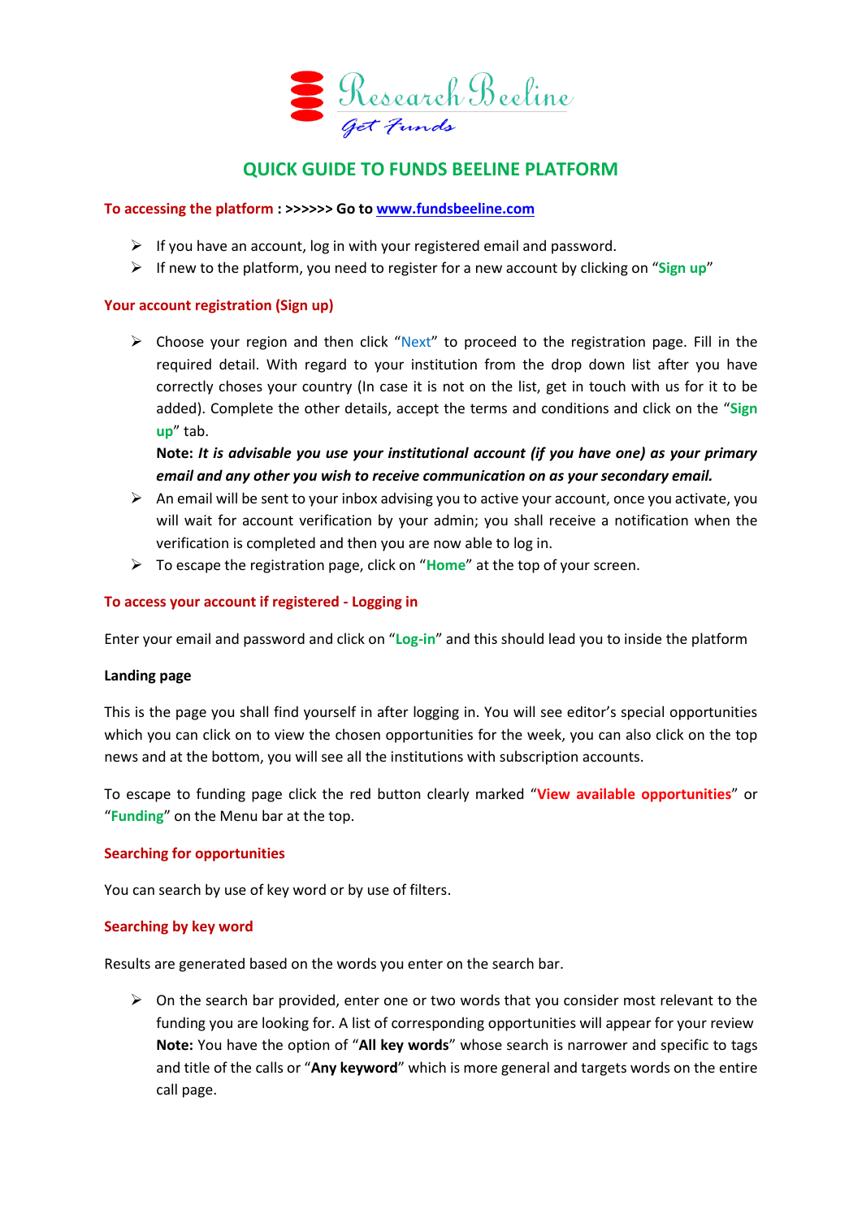Research Beeline

Get Funds

# QUICK GUIDE TO FUNDS BEELINE PLATFORM

**To accessing the platform : >>>>>> Go to www.fundsbeeline.com**

- If you have an account, log in with your registered email and password.
- If new to the platform, you need to register for a new account by clicking on "**Sign up**"

**Your account registration (Sign up)**

- Choose your region and then click "Next" to proceed to the registration page. Fill in the required detail. With regard to your institution from the drop down list after you have correctly choses your country (In case it is not on the list, get in touch with us for it to be added). Complete the other details, accept the terms and conditions and click on the "**Sign up**" tab.
  **Note:** ***It is advisable you use your institutional account (if you have one) as your primary email and any other you wish to receive communication on as your secondary email.***
- An email will be sent to your inbox advising you to active your account, once you activate, you will wait for account verification by your admin; you shall receive a notification when the verification is completed and then you are now able to log in.
- To escape the registration page, click on "**Home**" at the top of your screen.

**To access your account if registered - Logging in**

Enter your email and password and click on "**Log-in**" and this should lead you to inside the platform

**Landing page**

This is the page you shall find yourself in after logging in. You will see editor's special opportunities which you can click on to view the chosen opportunities for the week, you can also click on the top news and at the bottom, you will see all the institutions with subscription accounts.

To escape to funding page click the red button clearly marked "**View available opportunities**" or "**Funding**" on the Menu bar at the top.

**Searching for opportunities**

You can search by use of key word or by use of filters.

**Searching by key word**

Results are generated based on the words you enter on the search bar.

- On the search bar provided, enter one or two words that you consider most relevant to the funding you are looking for. A list of corresponding opportunities will appear for your review
  **Note:** You have the option of "**All key words**" whose search is narrower and specific to tags and title of the calls or "**Any keyword**" which is more general and targets words on the entire call page.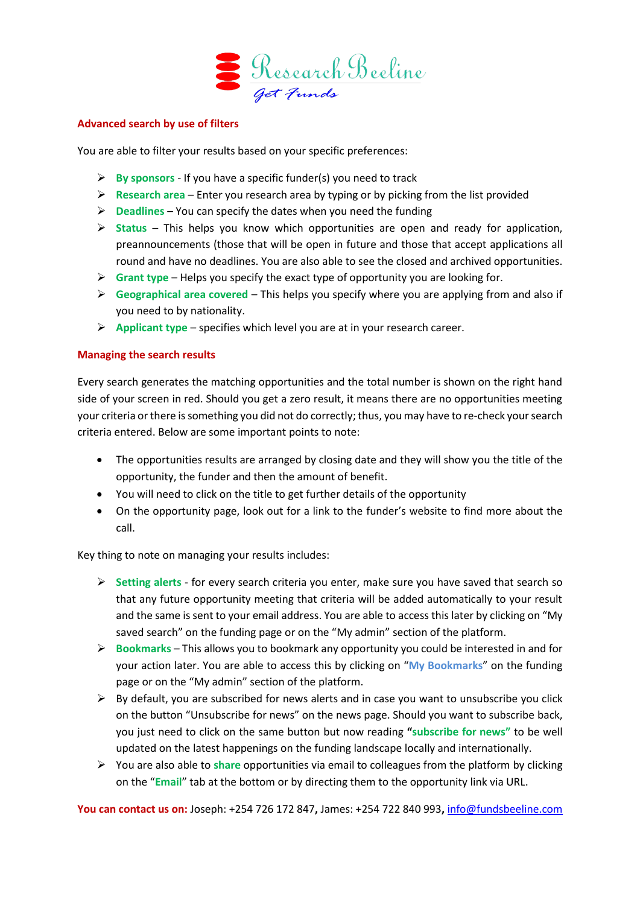Research Beeline
Get Funds

### Advanced search by use of filters

You are able to filter your results based on your specific preferences:

- **By sponsors** - If you have a specific funder(s) you need to track
- **Research area** – Enter you research area by typing or by picking from the list provided
- **Deadlines** – You can specify the dates when you need the funding
- **Status** – This helps you know which opportunities are open and ready for application, preannouncements (those that will be open in future and those that accept applications all round and have no deadlines. You are also able to see the closed and archived opportunities.
- **Grant type** – Helps you specify the exact type of opportunity you are looking for.
- **Geographical area covered** – This helps you specify where you are applying from and also if you need to by nationality.
- **Applicant type** – specifies which level you are at in your research career.

### Managing the search results

Every search generates the matching opportunities and the total number is shown on the right hand side of your screen in red. Should you get a zero result, it means there are no opportunities meeting your criteria or there is something you did not do correctly; thus, you may have to re-check your search criteria entered. Below are some important points to note:

- The opportunities results are arranged by closing date and they will show you the title of the opportunity, the funder and then the amount of benefit.
- You will need to click on the title to get further details of the opportunity
- On the opportunity page, look out for a link to the funder's website to find more about the call.

Key thing to note on managing your results includes:

- **Setting alerts** - for every search criteria you enter, make sure you have saved that search so that any future opportunity meeting that criteria will be added automatically to your result and the same is sent to your email address. You are able to access this later by clicking on "My saved search" on the funding page or on the "My admin" section of the platform.
- **Bookmarks** – This allows you to bookmark any opportunity you could be interested in and for your action later. You are able to access this by clicking on "**My Bookmarks**" on the funding page or on the "My admin" section of the platform.
- By default, you are subscribed for news alerts and in case you want to unsubscribe you click on the button "Unsubscribe for news" on the news page. Should you want to subscribe back, you just need to click on the same button but now reading **"subscribe for news"** to be well updated on the latest happenings on the funding landscape locally and internationally.
- You are also able to **share** opportunities via email to colleagues from the platform by clicking on the "**Email**" tab at the bottom or by directing them to the opportunity link via URL.

**You can contact us on:** Joseph: +254 726 172 847**,** James: +254 722 840 993**,** info@fundsbeeline.com